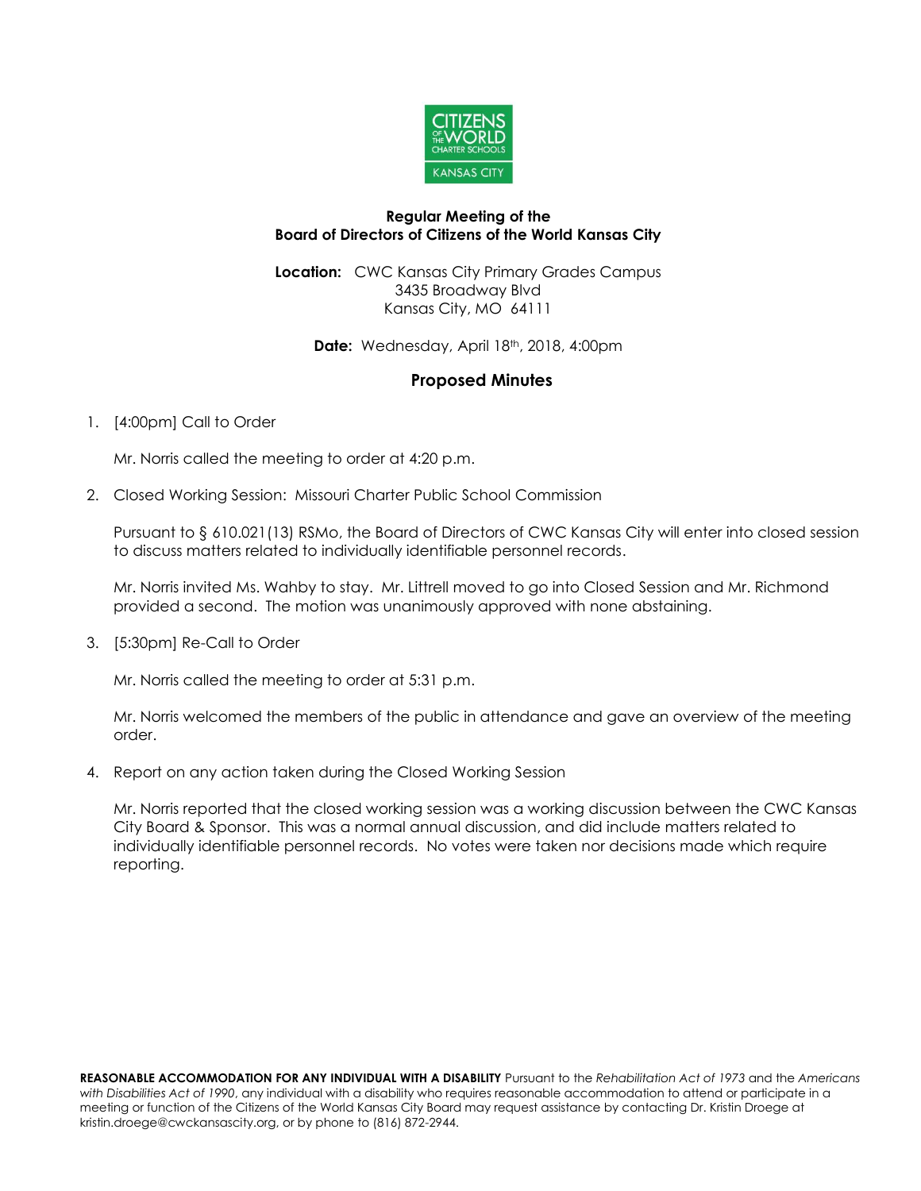**Regular Meeting of the**
**Board of Directors of Citizens of the World Kansas City**

**Location:** CWC Kansas City Primary Grades Campus
3435 Broadway Blvd
Kansas City, MO 64111

**Date:** Wednesday, April 18th, 2018, 4:00pm

## Proposed Minutes

1. [4:00pm] Call to Order

   Mr. Norris called the meeting to order at 4:20 p.m.

2. Closed Working Session: Missouri Charter Public School Commission

   Pursuant to § 610.021(13) RSMo, the Board of Directors of CWC Kansas City will enter into closed session to discuss matters related to individually identifiable personnel records.

   Mr. Norris invited Ms. Wahby to stay. Mr. Littrell moved to go into Closed Session and Mr. Richmond provided a second. The motion was unanimously approved with none abstaining.

3. [5:30pm] Re-Call to Order

   Mr. Norris called the meeting to order at 5:31 p.m.

   Mr. Norris welcomed the members of the public in attendance and gave an overview of the meeting order.

4. Report on any action taken during the Closed Working Session

   Mr. Norris reported that the closed working session was a working discussion between the CWC Kansas City Board & Sponsor. This was a normal annual discussion, and did include matters related to individually identifiable personnel records. No votes were taken nor decisions made which require reporting.

**REASONABLE ACCOMMODATION FOR ANY INDIVIDUAL WITH A DISABILITY** Pursuant to the *Rehabilitation Act of 1973* and the *Americans with Disabilities Act of 1990*, any individual with a disability who requires reasonable accommodation to attend or participate in a meeting or function of the Citizens of the World Kansas City Board may request assistance by contacting Dr. Kristin Droege at kristin.droege@cwckansascity.org, or by phone to (816) 872-2944.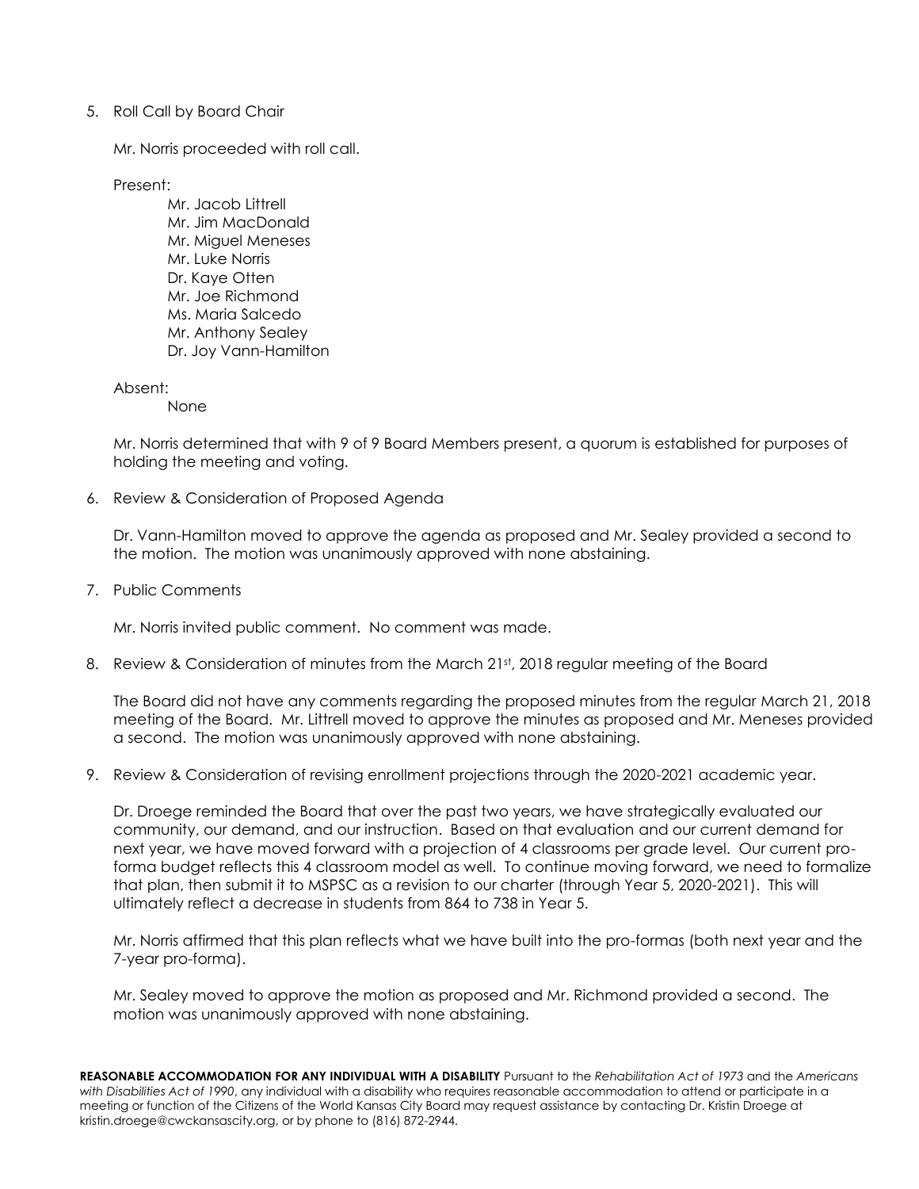5. Roll Call by Board Chair

   Mr. Norris proceeded with roll call.

   Present:

   Mr. Jacob Littrell
   Mr. Jim MacDonald
   Mr. Miguel Meneses
   Mr. Luke Norris
   Dr. Kaye Otten
   Mr. Joe Richmond
   Ms. Maria Salcedo
   Mr. Anthony Sealey
   Dr. Joy Vann-Hamilton

   Absent:

   None

   Mr. Norris determined that with 9 of 9 Board Members present, a quorum is established for purposes of holding the meeting and voting.

6. Review & Consideration of Proposed Agenda

   Dr. Vann-Hamilton moved to approve the agenda as proposed and Mr. Sealey provided a second to the motion. The motion was unanimously approved with none abstaining.

7. Public Comments

   Mr. Norris invited public comment. No comment was made.

8. Review & Consideration of minutes from the March 21st, 2018 regular meeting of the Board

   The Board did not have any comments regarding the proposed minutes from the regular March 21, 2018 meeting of the Board. Mr. Littrell moved to approve the minutes as proposed and Mr. Meneses provided a second. The motion was unanimously approved with none abstaining.

9. Review & Consideration of revising enrollment projections through the 2020-2021 academic year.

   Dr. Droege reminded the Board that over the past two years, we have strategically evaluated our community, our demand, and our instruction. Based on that evaluation and our current demand for next year, we have moved forward with a projection of 4 classrooms per grade level. Our current pro-forma budget reflects this 4 classroom model as well. To continue moving forward, we need to formalize that plan, then submit it to MSPSC as a revision to our charter (through Year 5, 2020-2021). This will ultimately reflect a decrease in students from 864 to 738 in Year 5.

   Mr. Norris affirmed that this plan reflects what we have built into the pro-formas (both next year and the 7-year pro-forma).

   Mr. Sealey moved to approve the motion as proposed and Mr. Richmond provided a second. The motion was unanimously approved with none abstaining.

**REASONABLE ACCOMMODATION FOR ANY INDIVIDUAL WITH A DISABILITY** Pursuant to the *Rehabilitation Act of 1973* and the *Americans with Disabilities Act of 1990*, any individual with a disability who requires reasonable accommodation to attend or participate in a meeting or function of the Citizens of the World Kansas City Board may request assistance by contacting Dr. Kristin Droege at kristin.droege@cwckansascity.org, or by phone to (816) 872-2944.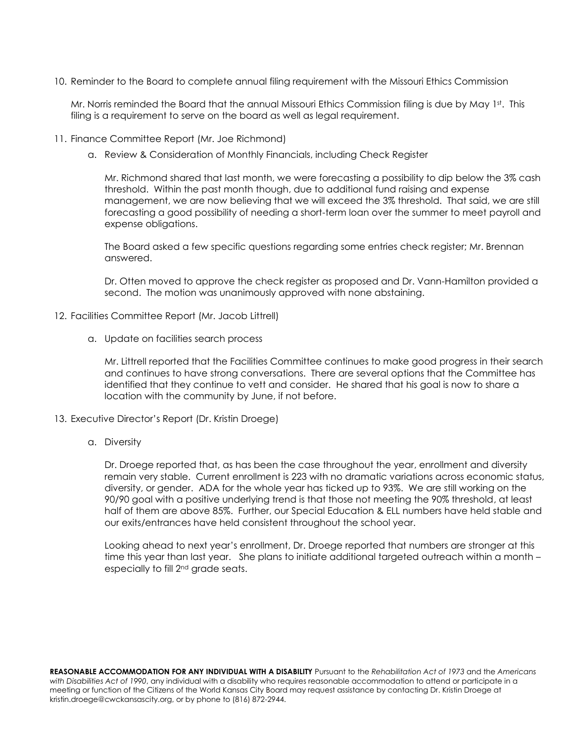10. Reminder to the Board to complete annual filing requirement with the Missouri Ethics Commission

    Mr. Norris reminded the Board that the annual Missouri Ethics Commission filing is due by May 1st. This filing is a requirement to serve on the board as well as legal requirement.

11. Finance Committee Report (Mr. Joe Richmond)

    a. Review & Consideration of Monthly Financials, including Check Register

       Mr. Richmond shared that last month, we were forecasting a possibility to dip below the 3% cash threshold. Within the past month though, due to additional fund raising and expense management, we are now believing that we will exceed the 3% threshold. That said, we are still forecasting a good possibility of needing a short-term loan over the summer to meet payroll and expense obligations.

       The Board asked a few specific questions regarding some entries check register; Mr. Brennan answered.

       Dr. Otten moved to approve the check register as proposed and Dr. Vann-Hamilton provided a second. The motion was unanimously approved with none abstaining.

12. Facilities Committee Report (Mr. Jacob Littrell)

    a. Update on facilities search process

       Mr. Littrell reported that the Facilities Committee continues to make good progress in their search and continues to have strong conversations. There are several options that the Committee has identified that they continue to vett and consider. He shared that his goal is now to share a location with the community by June, if not before.

13. Executive Director's Report (Dr. Kristin Droege)

    a. Diversity

       Dr. Droege reported that, as has been the case throughout the year, enrollment and diversity remain very stable. Current enrollment is 223 with no dramatic variations across economic status, diversity, or gender. ADA for the whole year has ticked up to 93%. We are still working on the 90/90 goal with a positive underlying trend is that those not meeting the 90% threshold, at least half of them are above 85%. Further, our Special Education & ELL numbers have held stable and our exits/entrances have held consistent throughout the school year.

       Looking ahead to next year's enrollment, Dr. Droege reported that numbers are stronger at this time this year than last year. She plans to initiate additional targeted outreach within a month – especially to fill 2nd grade seats.

**REASONABLE ACCOMMODATION FOR ANY INDIVIDUAL WITH A DISABILITY** Pursuant to the *Rehabilitation Act of 1973* and the *Americans with Disabilities Act of 1990*, any individual with a disability who requires reasonable accommodation to attend or participate in a meeting or function of the Citizens of the World Kansas City Board may request assistance by contacting Dr. Kristin Droege at kristin.droege@cwckansascity.org, or by phone to (816) 872-2944.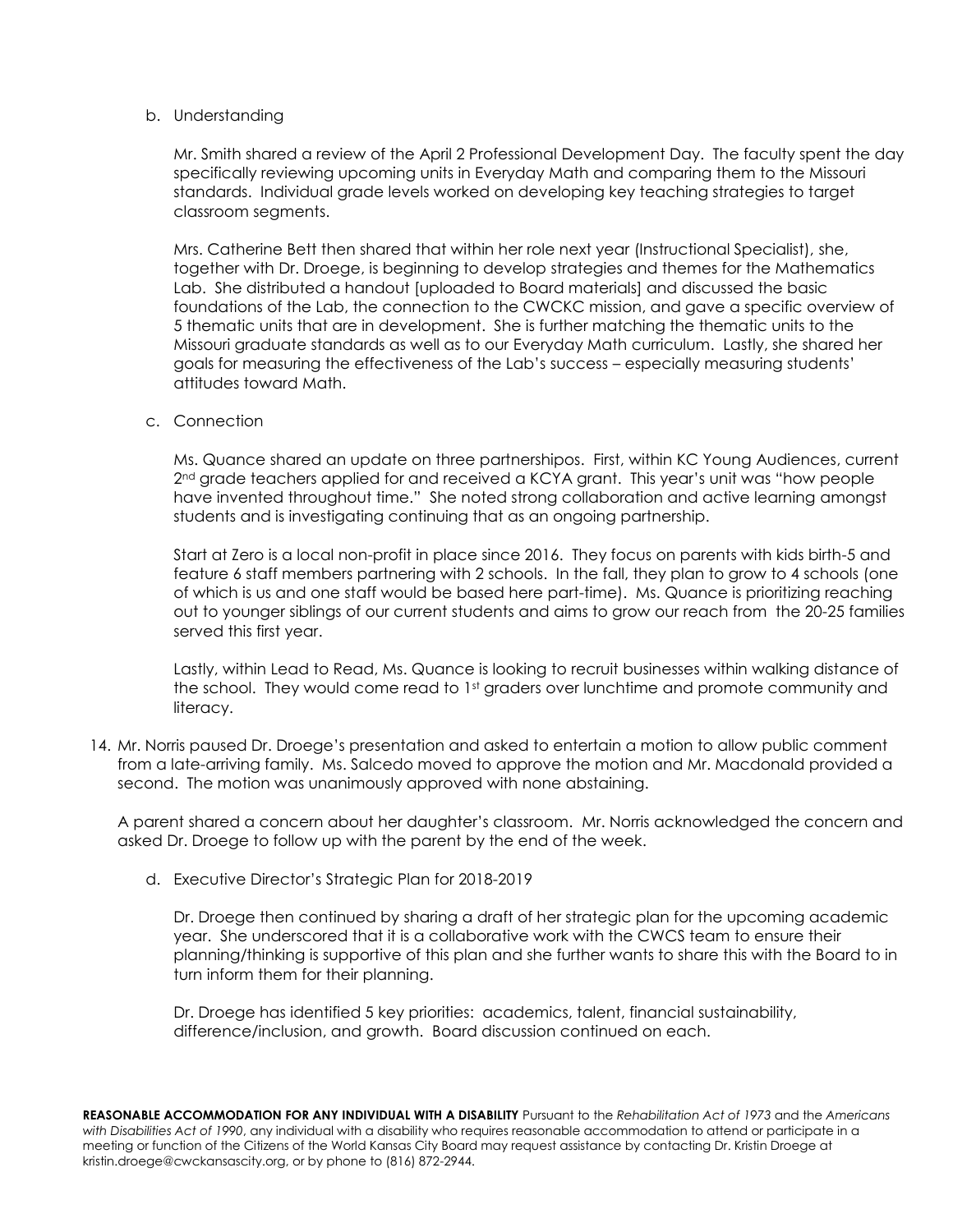b. Understanding

   Mr. Smith shared a review of the April 2 Professional Development Day. The faculty spent the day specifically reviewing upcoming units in Everyday Math and comparing them to the Missouri standards. Individual grade levels worked on developing key teaching strategies to target classroom segments.

   Mrs. Catherine Bett then shared that within her role next year (Instructional Specialist), she, together with Dr. Droege, is beginning to develop strategies and themes for the Mathematics Lab. She distributed a handout [uploaded to Board materials] and discussed the basic foundations of the Lab, the connection to the CWCKC mission, and gave a specific overview of 5 thematic units that are in development. She is further matching the thematic units to the Missouri graduate standards as well as to our Everyday Math curriculum. Lastly, she shared her goals for measuring the effectiveness of the Lab's success – especially measuring students' attitudes toward Math.

c. Connection

   Ms. Quance shared an update on three partnershipos. First, within KC Young Audiences, current 2nd grade teachers applied for and received a KCYA grant. This year's unit was "how people have invented throughout time." She noted strong collaboration and active learning amongst students and is investigating continuing that as an ongoing partnership.

   Start at Zero is a local non-profit in place since 2016. They focus on parents with kids birth-5 and feature 6 staff members partnering with 2 schools. In the fall, they plan to grow to 4 schools (one of which is us and one staff would be based here part-time). Ms. Quance is prioritizing reaching out to younger siblings of our current students and aims to grow our reach from the 20-25 families served this first year.

   Lastly, within Lead to Read, Ms. Quance is looking to recruit businesses within walking distance of the school. They would come read to 1st graders over lunchtime and promote community and literacy.

14. Mr. Norris paused Dr. Droege's presentation and asked to entertain a motion to allow public comment from a late-arriving family. Ms. Salcedo moved to approve the motion and Mr. Macdonald provided a second. The motion was unanimously approved with none abstaining.

    A parent shared a concern about her daughter's classroom. Mr. Norris acknowledged the concern and asked Dr. Droege to follow up with the parent by the end of the week.

d. Executive Director's Strategic Plan for 2018-2019

   Dr. Droege then continued by sharing a draft of her strategic plan for the upcoming academic year. She underscored that it is a collaborative work with the CWCS team to ensure their planning/thinking is supportive of this plan and she further wants to share this with the Board to in turn inform them for their planning.

   Dr. Droege has identified 5 key priorities: academics, talent, financial sustainability, difference/inclusion, and growth. Board discussion continued on each.

**REASONABLE ACCOMMODATION FOR ANY INDIVIDUAL WITH A DISABILITY** Pursuant to the *Rehabilitation Act of 1973* and the *Americans with Disabilities Act of 1990*, any individual with a disability who requires reasonable accommodation to attend or participate in a meeting or function of the Citizens of the World Kansas City Board may request assistance by contacting Dr. Kristin Droege at kristin.droege@cwckansascity.org, or by phone to (816) 872-2944.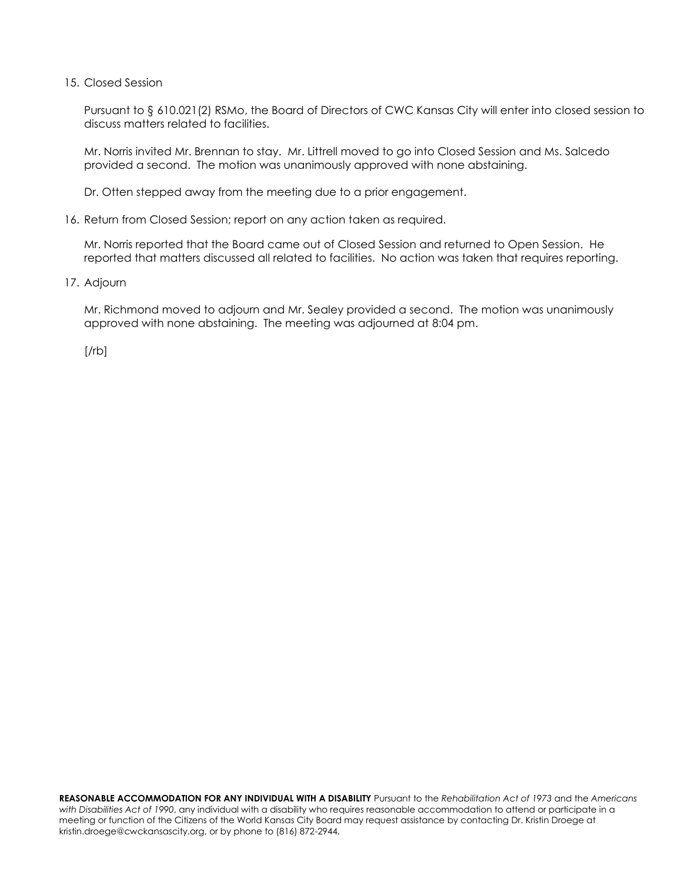15. Closed Session

    Pursuant to § 610.021(2) RSMo, the Board of Directors of CWC Kansas City will enter into closed session to discuss matters related to facilities.

    Mr. Norris invited Mr. Brennan to stay. Mr. Littrell moved to go into Closed Session and Ms. Salcedo provided a second. The motion was unanimously approved with none abstaining.

    Dr. Otten stepped away from the meeting due to a prior engagement.

16. Return from Closed Session; report on any action taken as required.

    Mr. Norris reported that the Board came out of Closed Session and returned to Open Session. He reported that matters discussed all related to facilities. No action was taken that requires reporting.

17. Adjourn

    Mr. Richmond moved to adjourn and Mr. Sealey provided a second. The motion was unanimously approved with none abstaining. The meeting was adjourned at 8:04 pm.

    [/rb]

**REASONABLE ACCOMMODATION FOR ANY INDIVIDUAL WITH A DISABILITY** Pursuant to the *Rehabilitation Act of 1973* and the *Americans with Disabilities Act of 1990*, any individual with a disability who requires reasonable accommodation to attend or participate in a meeting or function of the Citizens of the World Kansas City Board may request assistance by contacting Dr. Kristin Droege at kristin.droege@cwckansascity.org, or by phone to (816) 872-2944.